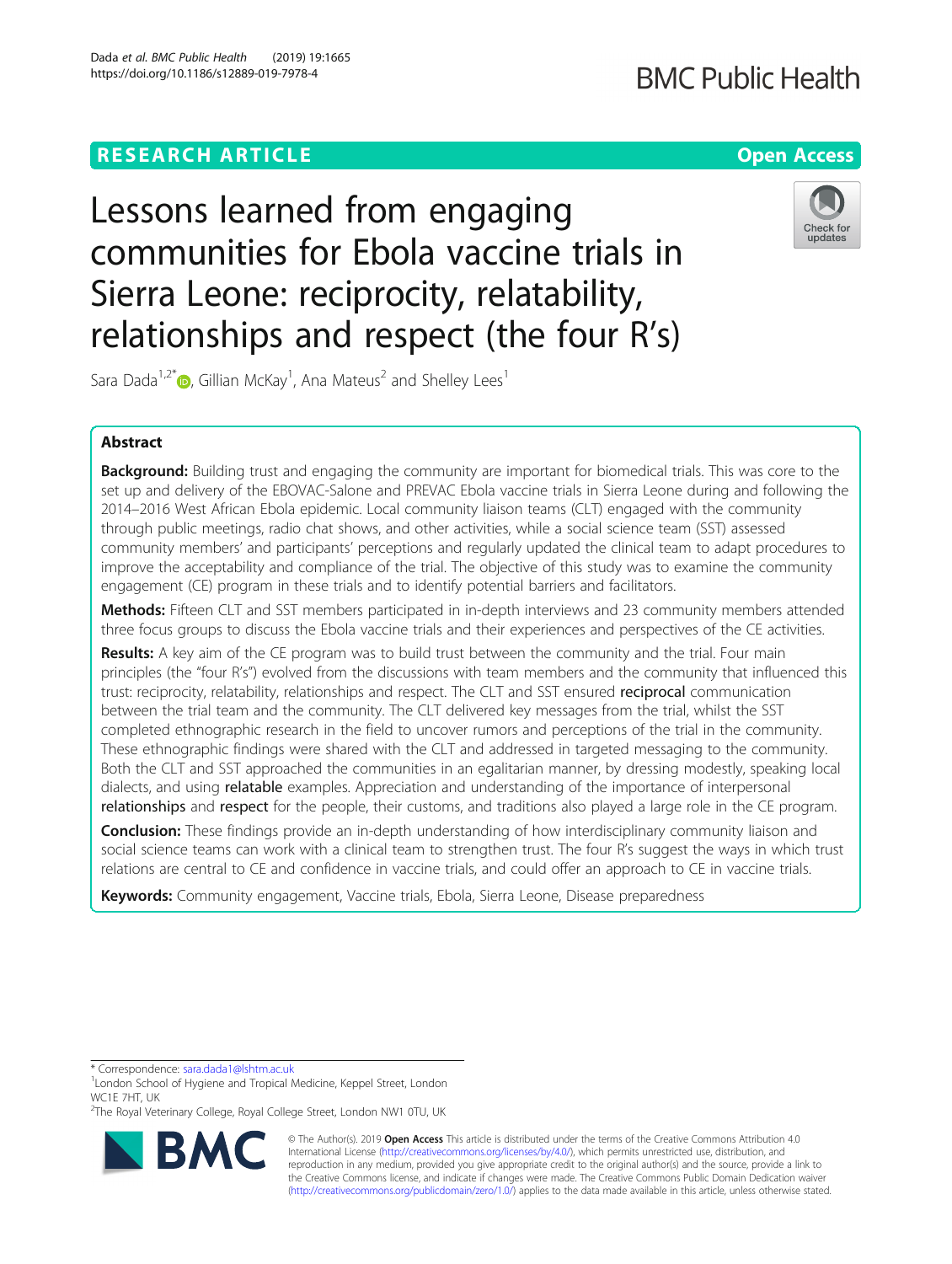RESEARCH ARTICLE

Open Access

# Lessons learned from engaging communities for Ebola vaccine trials in Sierra Leone: reciprocity, relatability, relationships and respect (the four R's)

Sara Dada[1,2*], Gillian McKay[1], Ana Mateus[2] and Shelley Lees[1]

## Abstract

**Background:** Building trust and engaging the community are important for biomedical trials. This was core to the set up and delivery of the EBOVAC-Salone and PREVAC Ebola vaccine trials in Sierra Leone during and following the 2014–2016 West African Ebola epidemic. Local community liaison teams (CLT) engaged with the community through public meetings, radio chat shows, and other activities, while a social science team (SST) assessed community members' and participants' perceptions and regularly updated the clinical team to adapt procedures to improve the acceptability and compliance of the trial. The objective of this study was to examine the community engagement (CE) program in these trials and to identify potential barriers and facilitators.

**Methods:** Fifteen CLT and SST members participated in in-depth interviews and 23 community members attended three focus groups to discuss the Ebola vaccine trials and their experiences and perspectives of the CE activities.

**Results:** A key aim of the CE program was to build trust between the community and the trial. Four main principles (the "four R's") evolved from the discussions with team members and the community that influenced this trust: reciprocity, relatability, relationships and respect. The CLT and SST ensured **reciprocal** communication between the trial team and the community. The CLT delivered key messages from the trial, whilst the SST completed ethnographic research in the field to uncover rumors and perceptions of the trial in the community. These ethnographic findings were shared with the CLT and addressed in targeted messaging to the community. Both the CLT and SST approached the communities in an egalitarian manner, by dressing modestly, speaking local dialects, and using **relatable** examples. Appreciation and understanding of the importance of interpersonal **relationships** and **respect** for the people, their customs, and traditions also played a large role in the CE program.

**Conclusion:** These findings provide an in-depth understanding of how interdisciplinary community liaison and social science teams can work with a clinical team to strengthen trust. The four R's suggest the ways in which trust relations are central to CE and confidence in vaccine trials, and could offer an approach to CE in vaccine trials.

**Keywords:** Community engagement, Vaccine trials, Ebola, Sierra Leone, Disease preparedness

---

\* Correspondence: sara.dada1@lshtm.ac.uk

[1]London School of Hygiene and Tropical Medicine, Keppel Street, London WC1E 7HT, UK

[2]The Royal Veterinary College, Royal College Street, London NW1 0TU, UK

© The Author(s). 2019 **Open Access** This article is distributed under the terms of the Creative Commons Attribution 4.0 International License (http://creativecommons.org/licenses/by/4.0/), which permits unrestricted use, distribution, and reproduction in any medium, provided you give appropriate credit to the original author(s) and the source, provide a link to the Creative Commons license, and indicate if changes were made. The Creative Commons Public Domain Dedication waiver (http://creativecommons.org/publicdomain/zero/1.0/) applies to the data made available in this article, unless otherwise stated.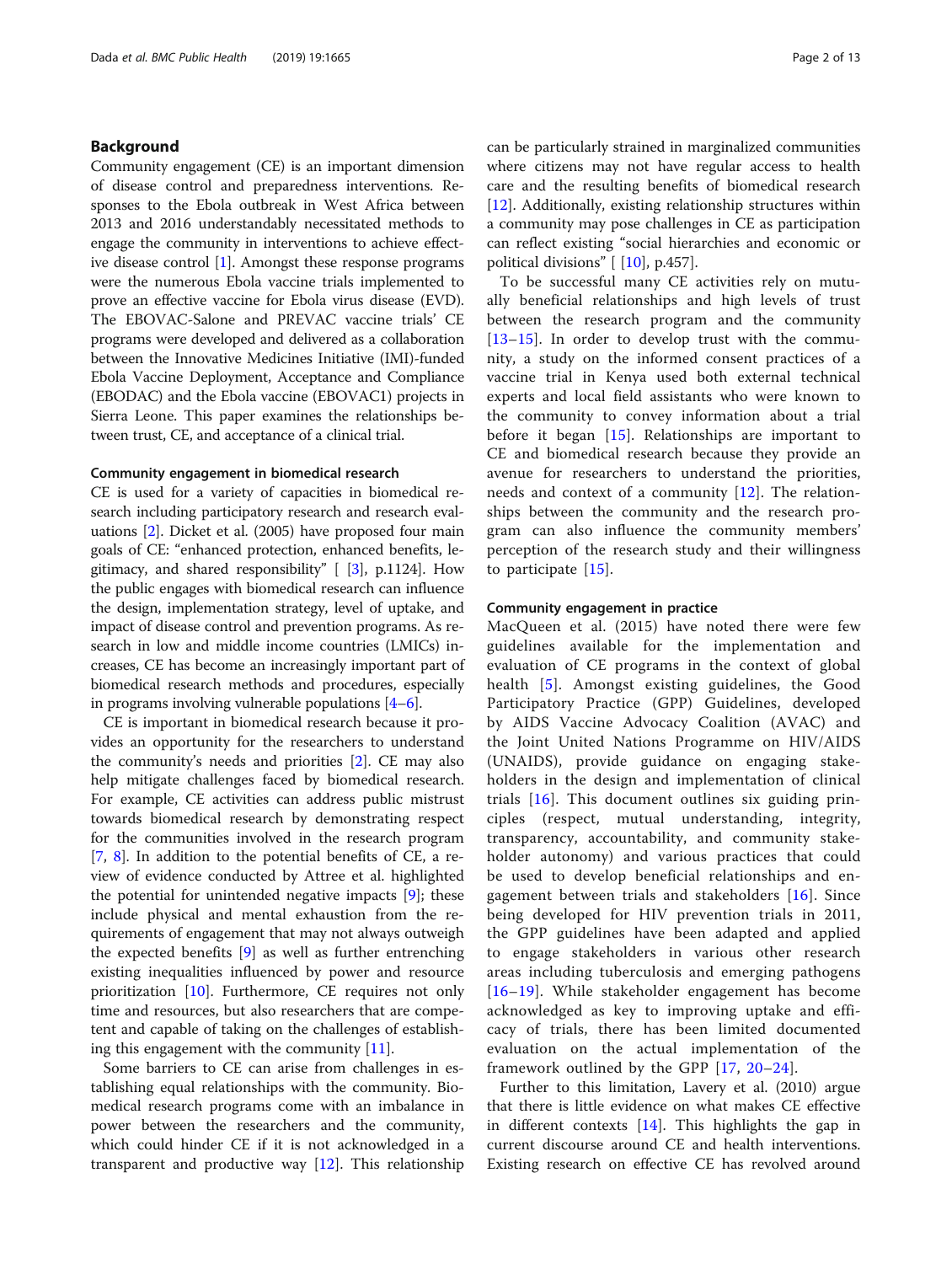## Background

Community engagement (CE) is an important dimension of disease control and preparedness interventions. Responses to the Ebola outbreak in West Africa between 2013 and 2016 understandably necessitated methods to engage the community in interventions to achieve effective disease control [1]. Amongst these response programs were the numerous Ebola vaccine trials implemented to prove an effective vaccine for Ebola virus disease (EVD). The EBOVAC-Salone and PREVAC vaccine trials' CE programs were developed and delivered as a collaboration between the Innovative Medicines Initiative (IMI)-funded Ebola Vaccine Deployment, Acceptance and Compliance (EBODAC) and the Ebola vaccine (EBOVAC1) projects in Sierra Leone. This paper examines the relationships between trust, CE, and acceptance of a clinical trial.

### Community engagement in biomedical research

CE is used for a variety of capacities in biomedical research including participatory research and research evaluations [2]. Dicket et al. (2005) have proposed four main goals of CE: "enhanced protection, enhanced benefits, legitimacy, and shared responsibility" [ [3], p.1124]. How the public engages with biomedical research can influence the design, implementation strategy, level of uptake, and impact of disease control and prevention programs. As research in low and middle income countries (LMICs) increases, CE has become an increasingly important part of biomedical research methods and procedures, especially in programs involving vulnerable populations [4–6].

CE is important in biomedical research because it provides an opportunity for the researchers to understand the community's needs and priorities [2]. CE may also help mitigate challenges faced by biomedical research. For example, CE activities can address public mistrust towards biomedical research by demonstrating respect for the communities involved in the research program [7, 8]. In addition to the potential benefits of CE, a review of evidence conducted by Attree et al. highlighted the potential for unintended negative impacts [9]; these include physical and mental exhaustion from the requirements of engagement that may not always outweigh the expected benefits [9] as well as further entrenching existing inequalities influenced by power and resource prioritization [10]. Furthermore, CE requires not only time and resources, but also researchers that are competent and capable of taking on the challenges of establishing this engagement with the community [11].

Some barriers to CE can arise from challenges in establishing equal relationships with the community. Biomedical research programs come with an imbalance in power between the researchers and the community, which could hinder CE if it is not acknowledged in a transparent and productive way [12]. This relationship can be particularly strained in marginalized communities where citizens may not have regular access to health care and the resulting benefits of biomedical research [12]. Additionally, existing relationship structures within a community may pose challenges in CE as participation can reflect existing "social hierarchies and economic or political divisions" [ [10], p.457].

To be successful many CE activities rely on mutually beneficial relationships and high levels of trust between the research program and the community [13–15]. In order to develop trust with the community, a study on the informed consent practices of a vaccine trial in Kenya used both external technical experts and local field assistants who were known to the community to convey information about a trial before it began [15]. Relationships are important to CE and biomedical research because they provide an avenue for researchers to understand the priorities, needs and context of a community [12]. The relationships between the community and the research program can also influence the community members' perception of the research study and their willingness to participate [15].

### Community engagement in practice

MacQueen et al. (2015) have noted there were few guidelines available for the implementation and evaluation of CE programs in the context of global health [5]. Amongst existing guidelines, the Good Participatory Practice (GPP) Guidelines, developed by AIDS Vaccine Advocacy Coalition (AVAC) and the Joint United Nations Programme on HIV/AIDS (UNAIDS), provide guidance on engaging stakeholders in the design and implementation of clinical trials [16]. This document outlines six guiding principles (respect, mutual understanding, integrity, transparency, accountability, and community stakeholder autonomy) and various practices that could be used to develop beneficial relationships and engagement between trials and stakeholders [16]. Since being developed for HIV prevention trials in 2011, the GPP guidelines have been adapted and applied to engage stakeholders in various other research areas including tuberculosis and emerging pathogens [16–19]. While stakeholder engagement has become acknowledged as key to improving uptake and efficacy of trials, there has been limited documented evaluation on the actual implementation of the framework outlined by the GPP [17, 20–24].

Further to this limitation, Lavery et al. (2010) argue that there is little evidence on what makes CE effective in different contexts [14]. This highlights the gap in current discourse around CE and health interventions. Existing research on effective CE has revolved around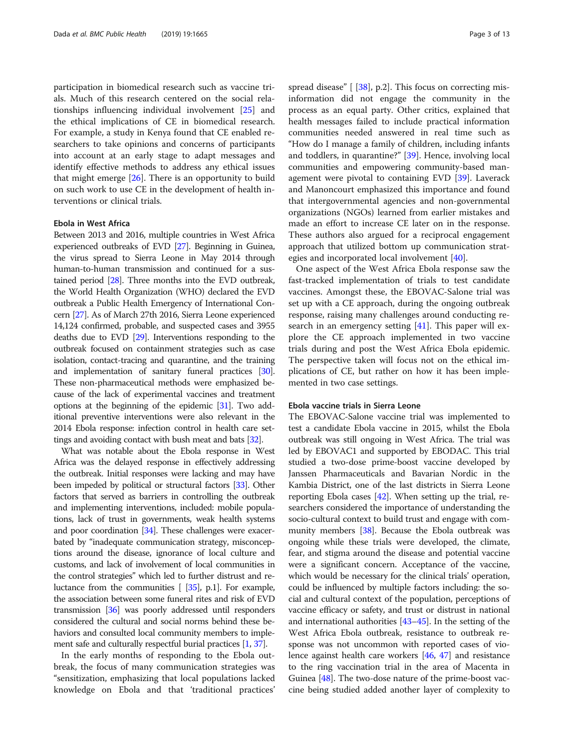participation in biomedical research such as vaccine trials. Much of this research centered on the social relationships influencing individual involvement [25] and the ethical implications of CE in biomedical research. For example, a study in Kenya found that CE enabled researchers to take opinions and concerns of participants into account at an early stage to adapt messages and identify effective methods to address any ethical issues that might emerge [26]. There is an opportunity to build on such work to use CE in the development of health interventions or clinical trials.

### Ebola in West Africa

Between 2013 and 2016, multiple countries in West Africa experienced outbreaks of EVD [27]. Beginning in Guinea, the virus spread to Sierra Leone in May 2014 through human-to-human transmission and continued for a sustained period [28]. Three months into the EVD outbreak, the World Health Organization (WHO) declared the EVD outbreak a Public Health Emergency of International Concern [27]. As of March 27th 2016, Sierra Leone experienced 14,124 confirmed, probable, and suspected cases and 3955 deaths due to EVD [29]. Interventions responding to the outbreak focused on containment strategies such as case isolation, contact-tracing and quarantine, and the training and implementation of sanitary funeral practices [30]. These non-pharmaceutical methods were emphasized because of the lack of experimental vaccines and treatment options at the beginning of the epidemic [31]. Two additional preventive interventions were also relevant in the 2014 Ebola response: infection control in health care settings and avoiding contact with bush meat and bats [32].

What was notable about the Ebola response in West Africa was the delayed response in effectively addressing the outbreak. Initial responses were lacking and may have been impeded by political or structural factors [33]. Other factors that served as barriers in controlling the outbreak and implementing interventions, included: mobile populations, lack of trust in governments, weak health systems and poor coordination [34]. These challenges were exacerbated by "inadequate communication strategy, misconceptions around the disease, ignorance of local culture and customs, and lack of involvement of local communities in the control strategies" which led to further distrust and reluctance from the communities [ [35], p.1]. For example, the association between some funeral rites and risk of EVD transmission [36] was poorly addressed until responders considered the cultural and social norms behind these behaviors and consulted local community members to implement safe and culturally respectful burial practices [1, 37].

In the early months of responding to the Ebola outbreak, the focus of many communication strategies was "sensitization, emphasizing that local populations lacked knowledge on Ebola and that 'traditional practices' spread disease" [ [38], p.2]. This focus on correcting misinformation did not engage the community in the process as an equal party. Other critics, explained that health messages failed to include practical information communities needed answered in real time such as "How do I manage a family of children, including infants and toddlers, in quarantine?" [39]. Hence, involving local communities and empowering community-based management were pivotal to containing EVD [39]. Laverack and Manoncourt emphasized this importance and found that intergovernmental agencies and non-governmental organizations (NGOs) learned from earlier mistakes and made an effort to increase CE later on in the response. These authors also argued for a reciprocal engagement approach that utilized bottom up communication strategies and incorporated local involvement [40].

One aspect of the West Africa Ebola response saw the fast-tracked implementation of trials to test candidate vaccines. Amongst these, the EBOVAC-Salone trial was set up with a CE approach, during the ongoing outbreak response, raising many challenges around conducting research in an emergency setting [41]. This paper will explore the CE approach implemented in two vaccine trials during and post the West Africa Ebola epidemic. The perspective taken will focus not on the ethical implications of CE, but rather on how it has been implemented in two case settings.

### Ebola vaccine trials in Sierra Leone

The EBOVAC-Salone vaccine trial was implemented to test a candidate Ebola vaccine in 2015, whilst the Ebola outbreak was still ongoing in West Africa. The trial was led by EBOVAC1 and supported by EBODAC. This trial studied a two-dose prime-boost vaccine developed by Janssen Pharmaceuticals and Bavarian Nordic in the Kambia District, one of the last districts in Sierra Leone reporting Ebola cases [42]. When setting up the trial, researchers considered the importance of understanding the socio-cultural context to build trust and engage with community members [38]. Because the Ebola outbreak was ongoing while these trials were developed, the climate, fear, and stigma around the disease and potential vaccine were a significant concern. Acceptance of the vaccine, which would be necessary for the clinical trials' operation, could be influenced by multiple factors including: the social and cultural context of the population, perceptions of vaccine efficacy or safety, and trust or distrust in national and international authorities [43–45]. In the setting of the West Africa Ebola outbreak, resistance to outbreak response was not uncommon with reported cases of violence against health care workers [46, 47] and resistance to the ring vaccination trial in the area of Macenta in Guinea [48]. The two-dose nature of the prime-boost vaccine being studied added another layer of complexity to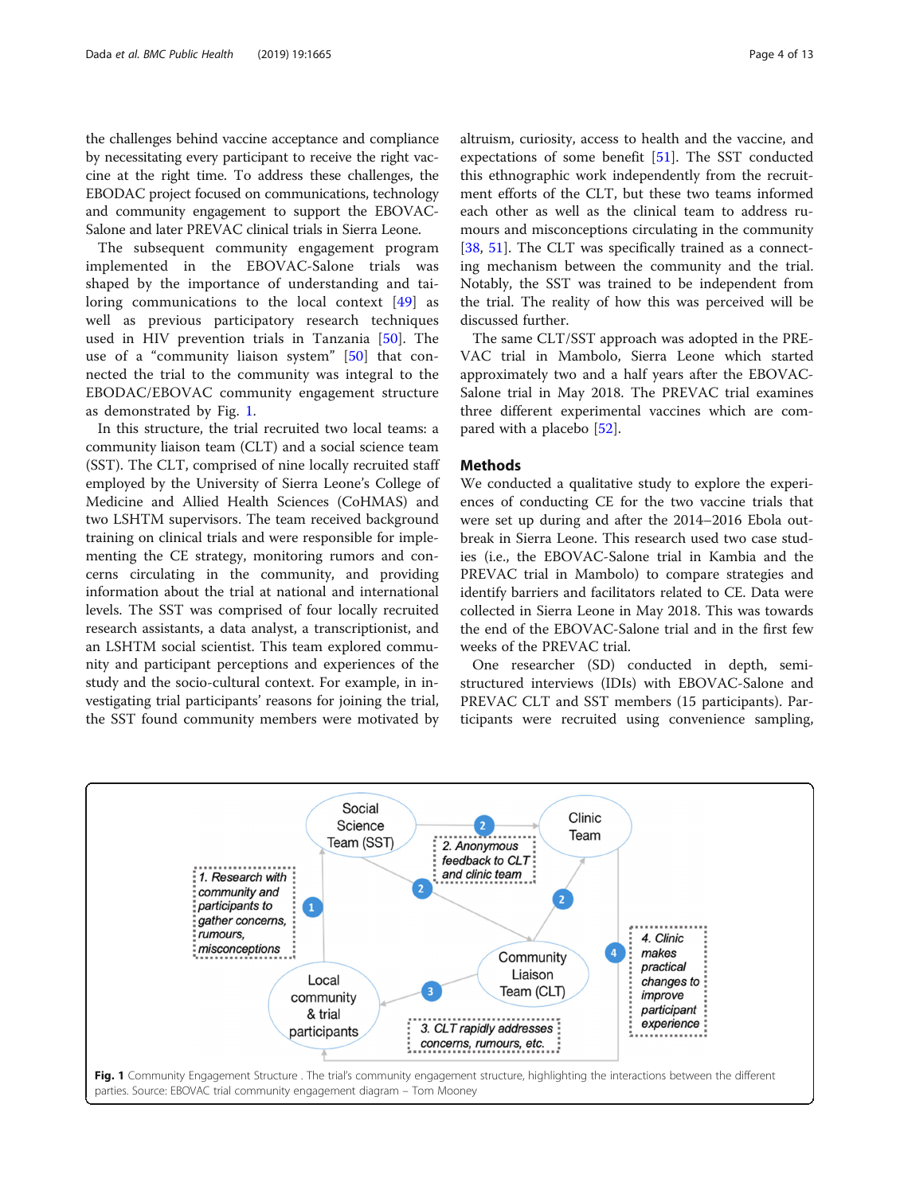the challenges behind vaccine acceptance and compliance by necessitating every participant to receive the right vaccine at the right time. To address these challenges, the EBODAC project focused on communications, technology and community engagement to support the EBOVAC-Salone and later PREVAC clinical trials in Sierra Leone.

The subsequent community engagement program implemented in the EBOVAC-Salone trials was shaped by the importance of understanding and tailoring communications to the local context [49] as well as previous participatory research techniques used in HIV prevention trials in Tanzania [50]. The use of a "community liaison system" [50] that connected the trial to the community was integral to the EBODAC/EBOVAC community engagement structure as demonstrated by Fig. 1.

In this structure, the trial recruited two local teams: a community liaison team (CLT) and a social science team (SST). The CLT, comprised of nine locally recruited staff employed by the University of Sierra Leone's College of Medicine and Allied Health Sciences (CoHMAS) and two LSHTM supervisors. The team received background training on clinical trials and were responsible for implementing the CE strategy, monitoring rumors and concerns circulating in the community, and providing information about the trial at national and international levels. The SST was comprised of four locally recruited research assistants, a data analyst, a transcriptionist, and an LSHTM social scientist. This team explored community and participant perceptions and experiences of the study and the socio-cultural context. For example, in investigating trial participants' reasons for joining the trial, the SST found community members were motivated by altruism, curiosity, access to health and the vaccine, and expectations of some benefit [51]. The SST conducted this ethnographic work independently from the recruitment efforts of the CLT, but these two teams informed each other as well as the clinical team to address rumours and misconceptions circulating in the community [38, 51]. The CLT was specifically trained as a connecting mechanism between the community and the trial. Notably, the SST was trained to be independent from the trial. The reality of how this was perceived will be discussed further.

The same CLT/SST approach was adopted in the PREVAC trial in Mambolo, Sierra Leone which started approximately two and a half years after the EBOVAC-Salone trial in May 2018. The PREVAC trial examines three different experimental vaccines which are compared with a placebo [52].

## Methods

We conducted a qualitative study to explore the experiences of conducting CE for the two vaccine trials that were set up during and after the 2014–2016 Ebola outbreak in Sierra Leone. This research used two case studies (i.e., the EBOVAC-Salone trial in Kambia and the PREVAC trial in Mambolo) to compare strategies and identify barriers and facilitators related to CE. Data were collected in Sierra Leone in May 2018. This was towards the end of the EBOVAC-Salone trial and in the first few weeks of the PREVAC trial.

One researcher (SD) conducted in depth, semi-structured interviews (IDIs) with EBOVAC-Salone and PREVAC CLT and SST members (15 participants). Participants were recruited using convenience sampling,

**Fig. 1** Community Engagement Structure . The trial's community engagement structure, highlighting the interactions between the different parties. Source: EBOVAC trial community engagement diagram – Tom Mooney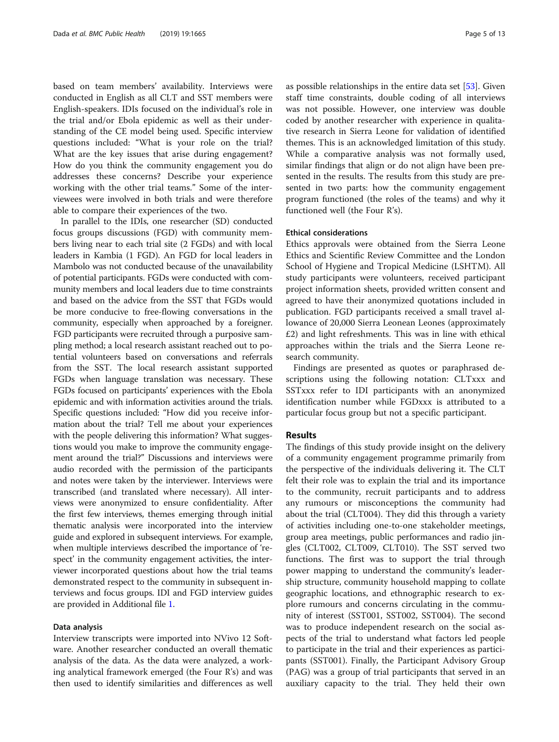based on team members' availability. Interviews were conducted in English as all CLT and SST members were English-speakers. IDIs focused on the individual's role in the trial and/or Ebola epidemic as well as their understanding of the CE model being used. Specific interview questions included: "What is your role on the trial? What are the key issues that arise during engagement? How do you think the community engagement you do addresses these concerns? Describe your experience working with the other trial teams." Some of the interviewees were involved in both trials and were therefore able to compare their experiences of the two.

In parallel to the IDIs, one researcher (SD) conducted focus groups discussions (FGD) with community members living near to each trial site (2 FGDs) and with local leaders in Kambia (1 FGD). An FGD for local leaders in Mambolo was not conducted because of the unavailability of potential participants. FGDs were conducted with community members and local leaders due to time constraints and based on the advice from the SST that FGDs would be more conducive to free-flowing conversations in the community, especially when approached by a foreigner. FGD participants were recruited through a purposive sampling method; a local research assistant reached out to potential volunteers based on conversations and referrals from the SST. The local research assistant supported FGDs when language translation was necessary. These FGDs focused on participants' experiences with the Ebola epidemic and with information activities around the trials. Specific questions included: "How did you receive information about the trial? Tell me about your experiences with the people delivering this information? What suggestions would you make to improve the community engagement around the trial?" Discussions and interviews were audio recorded with the permission of the participants and notes were taken by the interviewer. Interviews were transcribed (and translated where necessary). All interviews were anonymized to ensure confidentiality. After the first few interviews, themes emerging through initial thematic analysis were incorporated into the interview guide and explored in subsequent interviews. For example, when multiple interviews described the importance of 'respect' in the community engagement activities, the interviewer incorporated questions about how the trial teams demonstrated respect to the community in subsequent interviews and focus groups. IDI and FGD interview guides are provided in Additional file 1.

### Data analysis

Interview transcripts were imported into NVivo 12 Software. Another researcher conducted an overall thematic analysis of the data. As the data were analyzed, a working analytical framework emerged (the Four R's) and was then used to identify similarities and differences as well as possible relationships in the entire data set [53]. Given staff time constraints, double coding of all interviews was not possible. However, one interview was double coded by another researcher with experience in qualitative research in Sierra Leone for validation of identified themes. This is an acknowledged limitation of this study. While a comparative analysis was not formally used, similar findings that align or do not align have been presented in the results. The results from this study are presented in two parts: how the community engagement program functioned (the roles of the teams) and why it functioned well (the Four R's).

### Ethical considerations

Ethics approvals were obtained from the Sierra Leone Ethics and Scientific Review Committee and the London School of Hygiene and Tropical Medicine (LSHTM). All study participants were volunteers, received participant project information sheets, provided written consent and agreed to have their anonymized quotations included in publication. FGD participants received a small travel allowance of 20,000 Sierra Leonean Leones (approximately £2) and light refreshments. This was in line with ethical approaches within the trials and the Sierra Leone research community.

Findings are presented as quotes or paraphrased descriptions using the following notation: CLTxxx and SSTxxx refer to IDI participants with an anonymized identification number while FGDxxx is attributed to a particular focus group but not a specific participant.

## Results

The findings of this study provide insight on the delivery of a community engagement programme primarily from the perspective of the individuals delivering it. The CLT felt their role was to explain the trial and its importance to the community, recruit participants and to address any rumours or misconceptions the community had about the trial (CLT004). They did this through a variety of activities including one-to-one stakeholder meetings, group area meetings, public performances and radio jingles (CLT002, CLT009, CLT010). The SST served two functions. The first was to support the trial through power mapping to understand the community's leadership structure, community household mapping to collate geographic locations, and ethnographic research to explore rumours and concerns circulating in the community of interest (SST001, SST002, SST004). The second was to produce independent research on the social aspects of the trial to understand what factors led people to participate in the trial and their experiences as participants (SST001). Finally, the Participant Advisory Group (PAG) was a group of trial participants that served in an auxiliary capacity to the trial. They held their own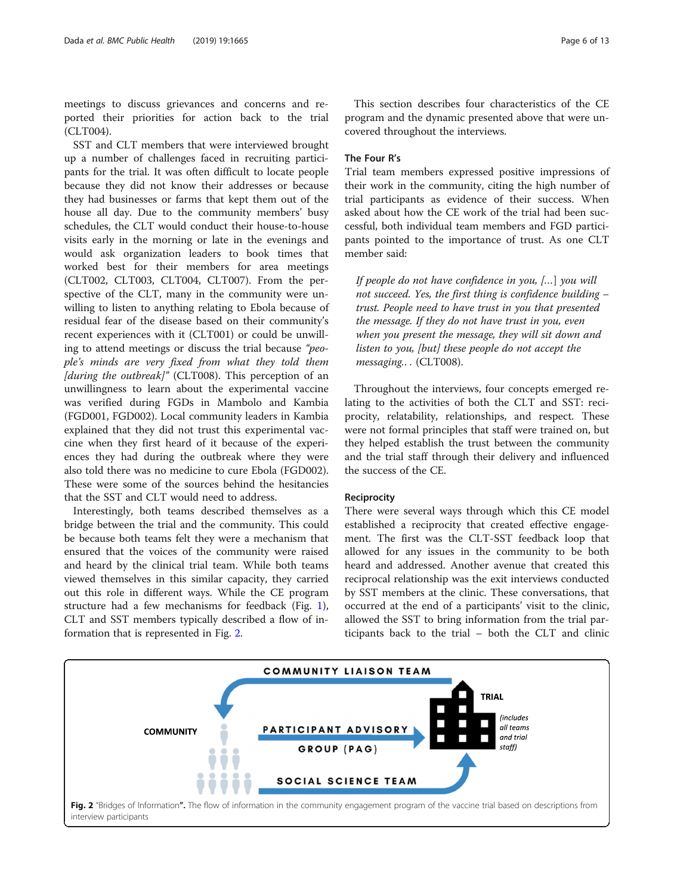meetings to discuss grievances and concerns and reported their priorities for action back to the trial (CLT004).

SST and CLT members that were interviewed brought up a number of challenges faced in recruiting participants for the trial. It was often difficult to locate people because they did not know their addresses or because they had businesses or farms that kept them out of the house all day. Due to the community members' busy schedules, the CLT would conduct their house-to-house visits early in the morning or late in the evenings and would ask organization leaders to book times that worked best for their members for area meetings (CLT002, CLT003, CLT004, CLT007). From the perspective of the CLT, many in the community were unwilling to listen to anything relating to Ebola because of residual fear of the disease based on their community's recent experiences with it (CLT001) or could be unwilling to attend meetings or discuss the trial because *"people's minds are very fixed from what they told them [during the outbreak]"* (CLT008). This perception of an unwillingness to learn about the experimental vaccine was verified during FGDs in Mambolo and Kambia (FGD001, FGD002). Local community leaders in Kambia explained that they did not trust this experimental vaccine when they first heard of it because of the experiences they had during the outbreak where they were also told there was no medicine to cure Ebola (FGD002). These were some of the sources behind the hesitancies that the SST and CLT would need to address.

Interestingly, both teams described themselves as a bridge between the trial and the community. This could be because both teams felt they were a mechanism that ensured that the voices of the community were raised and heard by the clinical trial team. While both teams viewed themselves in this similar capacity, they carried out this role in different ways. While the CE program structure had a few mechanisms for feedback (Fig. 1), CLT and SST members typically described a flow of information that is represented in Fig. 2.

This section describes four characteristics of the CE program and the dynamic presented above that were uncovered throughout the interviews.

### The Four R's

Trial team members expressed positive impressions of their work in the community, citing the high number of trial participants as evidence of their success. When asked about how the CE work of the trial had been successful, both individual team members and FGD participants pointed to the importance of trust. As one CLT member said:

> *If people do not have confidence in you, [...] you will not succeed. Yes, the first thing is confidence building – trust. People need to have trust in you that presented the message. If they do not have trust in you, even when you present the message, they will sit down and listen to you, [but] these people do not accept the messaging..* (CLT008).

Throughout the interviews, four concepts emerged relating to the activities of both the CLT and SST: reciprocity, relatability, relationships, and respect. These were not formal principles that staff were trained on, but they helped establish the trust between the community and the trial staff through their delivery and influenced the success of the CE.

### Reciprocity

There were several ways through which this CE model established a reciprocity that created effective engagement. The first was the CLT-SST feedback loop that allowed for any issues in the community to be both heard and addressed. Another avenue that created this reciprocal relationship was the exit interviews conducted by SST members at the clinic. These conversations, that occurred at the end of a participants' visit to the clinic, allowed the SST to bring information from the trial participants back to the trial – both the CLT and clinic

COMMUNITY LIAISON TEAM

COMMUNITY

PARTICIPANT ADVISORY GROUP (PAG)

SOCIAL SCIENCE TEAM

TRIAL (includes all teams and trial staff)

**Fig. 2** "Bridges of Information". The flow of information in the community engagement program of the vaccine trial based on descriptions from interview participants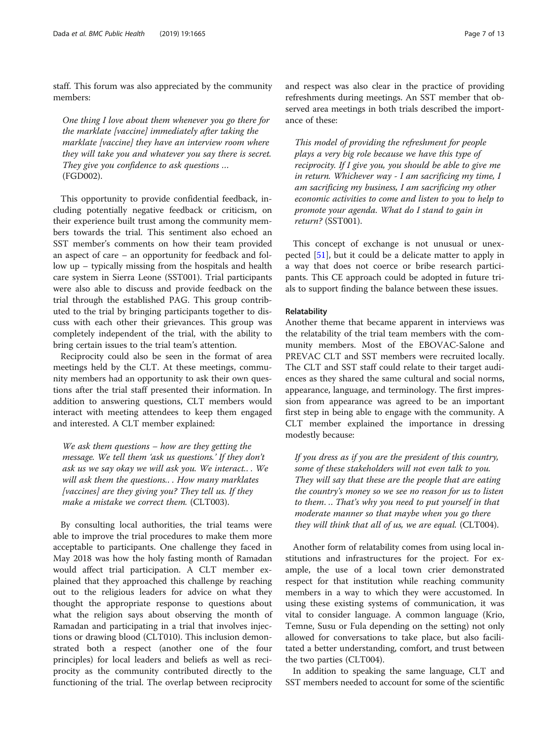staff. This forum was also appreciated by the community members:

> *One thing I love about them whenever you go there for the marklate [vaccine] immediately after taking the marklate [vaccine] they have an interview room where they will take you and whatever you say there is secret. They give you confidence to ask questions …* (FGD002).

This opportunity to provide confidential feedback, including potentially negative feedback or criticism, on their experience built trust among the community members towards the trial. This sentiment also echoed an SST member's comments on how their team provided an aspect of care – an opportunity for feedback and follow up – typically missing from the hospitals and health care system in Sierra Leone (SST001). Trial participants were also able to discuss and provide feedback on the trial through the established PAG. This group contributed to the trial by bringing participants together to discuss with each other their grievances. This group was completely independent of the trial, with the ability to bring certain issues to the trial team's attention.

Reciprocity could also be seen in the format of area meetings held by the CLT. At these meetings, community members had an opportunity to ask their own questions after the trial staff presented their information. In addition to answering questions, CLT members would interact with meeting attendees to keep them engaged and interested. A CLT member explained:

> *We ask them questions – how are they getting the message. We tell them 'ask us questions.' If they don't ask us we say okay we will ask you. We interact.. . We will ask them the questions.. . How many marklates [vaccines] are they giving you? They tell us. If they make a mistake we correct them.* (CLT003).

By consulting local authorities, the trial teams were able to improve the trial procedures to make them more acceptable to participants. One challenge they faced in May 2018 was how the holy fasting month of Ramadan would affect trial participation. A CLT member explained that they approached this challenge by reaching out to the religious leaders for advice on what they thought the appropriate response to questions about what the religion says about observing the month of Ramadan and participating in a trial that involves injections or drawing blood (CLT010). This inclusion demonstrated both a respect (another one of the four principles) for local leaders and beliefs as well as reciprocity as the community contributed directly to the functioning of the trial. The overlap between reciprocity and respect was also clear in the practice of providing refreshments during meetings. An SST member that observed area meetings in both trials described the importance of these:

> *This model of providing the refreshment for people plays a very big role because we have this type of reciprocity. If I give you, you should be able to give me in return. Whichever way - I am sacrificing my time, I am sacrificing my business, I am sacrificing my other economic activities to come and listen to you to help to promote your agenda. What do I stand to gain in return?* (SST001).

This concept of exchange is not unusual or unexpected [51], but it could be a delicate matter to apply in a way that does not coerce or bribe research participants. This CE approach could be adopted in future trials to support finding the balance between these issues.

#### Relatability

Another theme that became apparent in interviews was the relatability of the trial team members with the community members. Most of the EBOVAC-Salone and PREVAC CLT and SST members were recruited locally. The CLT and SST staff could relate to their target audiences as they shared the same cultural and social norms, appearance, language, and terminology. The first impression from appearance was agreed to be an important first step in being able to engage with the community. A CLT member explained the importance in dressing modestly because:

> *If you dress as if you are the president of this country, some of these stakeholders will not even talk to you. They will say that these are the people that are eating the country's money so we see no reason for us to listen to them. .. That's why you need to put yourself in that moderate manner so that maybe when you go there they will think that all of us, we are equal.* (CLT004).

Another form of relatability comes from using local institutions and infrastructures for the project. For example, the use of a local town crier demonstrated respect for that institution while reaching community members in a way to which they were accustomed. In using these existing systems of communication, it was vital to consider language. A common language (Krio, Temne, Susu or Fula depending on the setting) not only allowed for conversations to take place, but also facilitated a better understanding, comfort, and trust between the two parties (CLT004).

In addition to speaking the same language, CLT and SST members needed to account for some of the scientific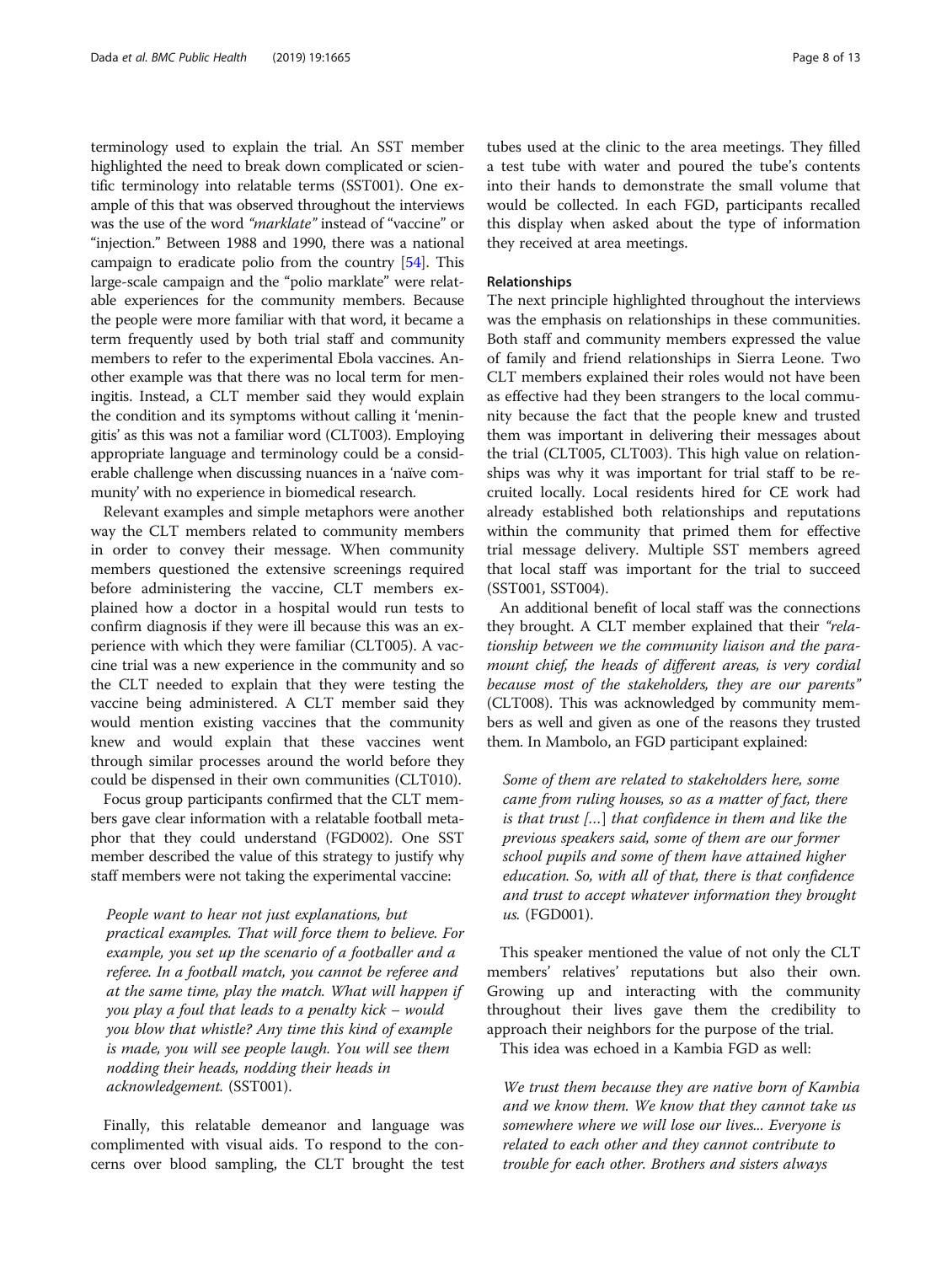terminology used to explain the trial. An SST member highlighted the need to break down complicated or scientific terminology into relatable terms (SST001). One example of this that was observed throughout the interviews was the use of the word *"marklate"* instead of "vaccine" or "injection." Between 1988 and 1990, there was a national campaign to eradicate polio from the country [54]. This large-scale campaign and the "polio marklate" were relatable experiences for the community members. Because the people were more familiar with that word, it became a term frequently used by both trial staff and community members to refer to the experimental Ebola vaccines. Another example was that there was no local term for meningitis. Instead, a CLT member said they would explain the condition and its symptoms without calling it 'meningitis' as this was not a familiar word (CLT003). Employing appropriate language and terminology could be a considerable challenge when discussing nuances in a 'naïve community' with no experience in biomedical research.

Relevant examples and simple metaphors were another way the CLT members related to community members in order to convey their message. When community members questioned the extensive screenings required before administering the vaccine, CLT members explained how a doctor in a hospital would run tests to confirm diagnosis if they were ill because this was an experience with which they were familiar (CLT005). A vaccine trial was a new experience in the community and so the CLT needed to explain that they were testing the vaccine being administered. A CLT member said they would mention existing vaccines that the community knew and would explain that these vaccines went through similar processes around the world before they could be dispensed in their own communities (CLT010).

Focus group participants confirmed that the CLT members gave clear information with a relatable football metaphor that they could understand (FGD002). One SST member described the value of this strategy to justify why staff members were not taking the experimental vaccine:

> *People want to hear not just explanations, but practical examples. That will force them to believe. For example, you set up the scenario of a footballer and a referee. In a football match, you cannot be referee and at the same time, play the match. What will happen if you play a foul that leads to a penalty kick – would you blow that whistle? Any time this kind of example is made, you will see people laugh. You will see them nodding their heads, nodding their heads in acknowledgement.* (SST001).

Finally, this relatable demeanor and language was complimented with visual aids. To respond to the concerns over blood sampling, the CLT brought the test tubes used at the clinic to the area meetings. They filled a test tube with water and poured the tube's contents into their hands to demonstrate the small volume that would be collected. In each FGD, participants recalled this display when asked about the type of information they received at area meetings.

#### Relationships

The next principle highlighted throughout the interviews was the emphasis on relationships in these communities. Both staff and community members expressed the value of family and friend relationships in Sierra Leone. Two CLT members explained their roles would not have been as effective had they been strangers to the local community because the fact that the people knew and trusted them was important in delivering their messages about the trial (CLT005, CLT003). This high value on relationships was why it was important for trial staff to be recruited locally. Local residents hired for CE work had already established both relationships and reputations within the community that primed them for effective trial message delivery. Multiple SST members agreed that local staff was important for the trial to succeed (SST001, SST004).

An additional benefit of local staff was the connections they brought. A CLT member explained that their *"relationship between we the community liaison and the paramount chief, the heads of different areas, is very cordial because most of the stakeholders, they are our parents"* (CLT008). This was acknowledged by community members as well and given as one of the reasons they trusted them. In Mambolo, an FGD participant explained:

> *Some of them are related to stakeholders here, some came from ruling houses, so as a matter of fact, there is that trust […] that confidence in them and like the previous speakers said, some of them are our former school pupils and some of them have attained higher education. So, with all of that, there is that confidence and trust to accept whatever information they brought us.* (FGD001).

This speaker mentioned the value of not only the CLT members' relatives' reputations but also their own. Growing up and interacting with the community throughout their lives gave them the credibility to approach their neighbors for the purpose of the trial.

This idea was echoed in a Kambia FGD as well:

> *We trust them because they are native born of Kambia and we know them. We know that they cannot take us somewhere where we will lose our lives... Everyone is related to each other and they cannot contribute to trouble for each other. Brothers and sisters always*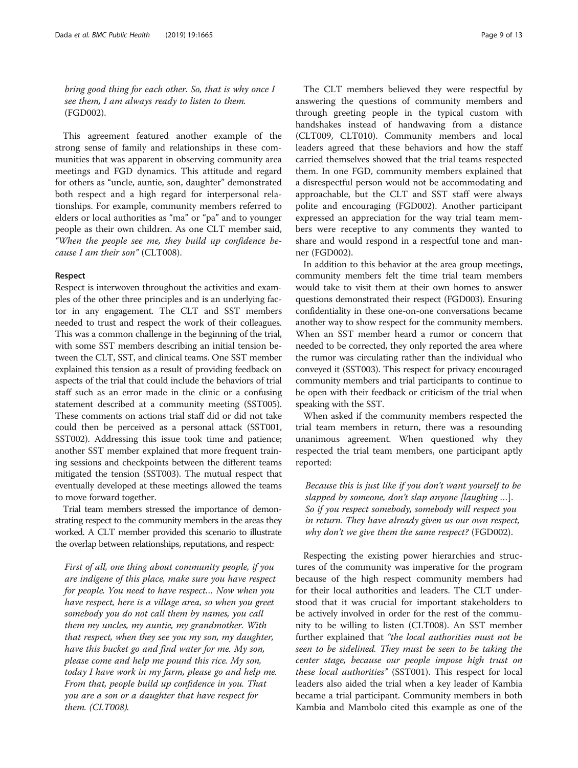*bring good thing for each other. So, that is why once I see them, I am always ready to listen to them.* (FGD002).

This agreement featured another example of the strong sense of family and relationships in these communities that was apparent in observing community area meetings and FGD dynamics. This attitude and regard for others as "uncle, auntie, son, daughter" demonstrated both respect and a high regard for interpersonal relationships. For example, community members referred to elders or local authorities as "ma" or "pa" and to younger people as their own children. As one CLT member said, *"When the people see me, they build up confidence because I am their son"* (CLT008).

### Respect

Respect is interwoven throughout the activities and examples of the other three principles and is an underlying factor in any engagement. The CLT and SST members needed to trust and respect the work of their colleagues. This was a common challenge in the beginning of the trial, with some SST members describing an initial tension between the CLT, SST, and clinical teams. One SST member explained this tension as a result of providing feedback on aspects of the trial that could include the behaviors of trial staff such as an error made in the clinic or a confusing statement described at a community meeting (SST005). These comments on actions trial staff did or did not take could then be perceived as a personal attack (SST001, SST002). Addressing this issue took time and patience; another SST member explained that more frequent training sessions and checkpoints between the different teams mitigated the tension (SST003). The mutual respect that eventually developed at these meetings allowed the teams to move forward together.

Trial team members stressed the importance of demonstrating respect to the community members in the areas they worked. A CLT member provided this scenario to illustrate the overlap between relationships, reputations, and respect:

> *First of all, one thing about community people, if you are indigene of this place, make sure you have respect for people. You need to have respect… Now when you have respect, here is a village area, so when you greet somebody you do not call them by names, you call them my uncles, my auntie, my grandmother. With that respect, when they see you my son, my daughter, have this bucket go and find water for me. My son, please come and help me pound this rice. My son, today I have work in my farm, please go and help me. From that, people build up confidence in you. That you are a son or a daughter that have respect for them. (CLT008).*

The CLT members believed they were respectful by answering the questions of community members and through greeting people in the typical custom with handshakes instead of handwaving from a distance (CLT009, CLT010). Community members and local leaders agreed that these behaviors and how the staff carried themselves showed that the trial teams respected them. In one FGD, community members explained that a disrespectful person would not be accommodating and approachable, but the CLT and SST staff were always polite and encouraging (FGD002). Another participant expressed an appreciation for the way trial team members were receptive to any comments they wanted to share and would respond in a respectful tone and manner (FGD002).

In addition to this behavior at the area group meetings, community members felt the time trial team members would take to visit them at their own homes to answer questions demonstrated their respect (FGD003). Ensuring confidentiality in these one-on-one conversations became another way to show respect for the community members. When an SST member heard a rumor or concern that needed to be corrected, they only reported the area where the rumor was circulating rather than the individual who conveyed it (SST003). This respect for privacy encouraged community members and trial participants to continue to be open with their feedback or criticism of the trial when speaking with the SST.

When asked if the community members respected the trial team members in return, there was a resounding unanimous agreement. When questioned why they respected the trial team members, one participant aptly reported:

> *Because this is just like if you don't want yourself to be slapped by someone, don't slap anyone [laughing …]. So if you respect somebody, somebody will respect you in return. They have already given us our own respect, why don't we give them the same respect?* (FGD002).

Respecting the existing power hierarchies and structures of the community was imperative for the program because of the high respect community members had for their local authorities and leaders. The CLT understood that it was crucial for important stakeholders to be actively involved in order for the rest of the community to be willing to listen (CLT008). An SST member further explained that *"the local authorities must not be seen to be sidelined. They must be seen to be taking the center stage, because our people impose high trust on these local authorities"* (SST001). This respect for local leaders also aided the trial when a key leader of Kambia became a trial participant. Community members in both Kambia and Mambolo cited this example as one of the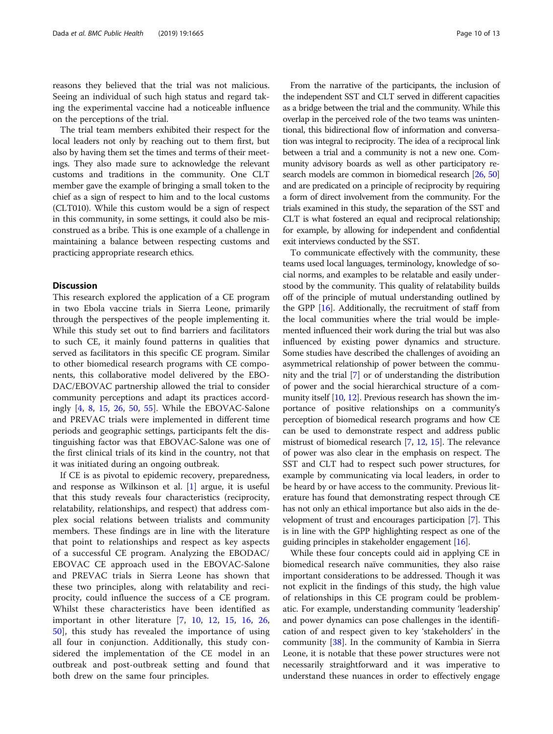reasons they believed that the trial was not malicious. Seeing an individual of such high status and regard taking the experimental vaccine had a noticeable influence on the perceptions of the trial.

The trial team members exhibited their respect for the local leaders not only by reaching out to them first, but also by having them set the times and terms of their meetings. They also made sure to acknowledge the relevant customs and traditions in the community. One CLT member gave the example of bringing a small token to the chief as a sign of respect to him and to the local customs (CLT010). While this custom would be a sign of respect in this community, in some settings, it could also be misconstrued as a bribe. This is one example of a challenge in maintaining a balance between respecting customs and practicing appropriate research ethics.

## Discussion

This research explored the application of a CE program in two Ebola vaccine trials in Sierra Leone, primarily through the perspectives of the people implementing it. While this study set out to find barriers and facilitators to such CE, it mainly found patterns in qualities that served as facilitators in this specific CE program. Similar to other biomedical research programs with CE components, this collaborative model delivered by the EBODAC/EBOVAC partnership allowed the trial to consider community perceptions and adapt its practices accordingly [4, 8, 15, 26, 50, 55]. While the EBOVAC-Salone and PREVAC trials were implemented in different time periods and geographic settings, participants felt the distinguishing factor was that EBOVAC-Salone was one of the first clinical trials of its kind in the country, not that it was initiated during an ongoing outbreak.

If CE is as pivotal to epidemic recovery, preparedness, and response as Wilkinson et al. [1] argue, it is useful that this study reveals four characteristics (reciprocity, relatability, relationships, and respect) that address complex social relations between trialists and community members. These findings are in line with the literature that point to relationships and respect as key aspects of a successful CE program. Analyzing the EBODAC/EBOVAC CE approach used in the EBOVAC-Salone and PREVAC trials in Sierra Leone has shown that these two principles, along with relatability and reciprocity, could influence the success of a CE program. Whilst these characteristics have been identified as important in other literature [7, 10, 12, 15, 16, 26, 50], this study has revealed the importance of using all four in conjunction. Additionally, this study considered the implementation of the CE model in an outbreak and post-outbreak setting and found that both drew on the same four principles.

From the narrative of the participants, the inclusion of the independent SST and CLT served in different capacities as a bridge between the trial and the community. While this overlap in the perceived role of the two teams was unintentional, this bidirectional flow of information and conversation was integral to reciprocity. The idea of a reciprocal link between a trial and a community is not a new one. Community advisory boards as well as other participatory research models are common in biomedical research [26, 50] and are predicated on a principle of reciprocity by requiring a form of direct involvement from the community. For the trials examined in this study, the separation of the SST and CLT is what fostered an equal and reciprocal relationship; for example, by allowing for independent and confidential exit interviews conducted by the SST.

To communicate effectively with the community, these teams used local languages, terminology, knowledge of social norms, and examples to be relatable and easily understood by the community. This quality of relatability builds off of the principle of mutual understanding outlined by the GPP [16]. Additionally, the recruitment of staff from the local communities where the trial would be implemented influenced their work during the trial but was also influenced by existing power dynamics and structure. Some studies have described the challenges of avoiding an asymmetrical relationship of power between the community and the trial [7] or of understanding the distribution of power and the social hierarchical structure of a community itself [10, 12]. Previous research has shown the importance of positive relationships on a community's perception of biomedical research programs and how CE can be used to demonstrate respect and address public mistrust of biomedical research [7, 12, 15]. The relevance of power was also clear in the emphasis on respect. The SST and CLT had to respect such power structures, for example by communicating via local leaders, in order to be heard by or have access to the community. Previous literature has found that demonstrating respect through CE has not only an ethical importance but also aids in the development of trust and encourages participation [7]. This is in line with the GPP highlighting respect as one of the guiding principles in stakeholder engagement [16].

While these four concepts could aid in applying CE in biomedical research naïve communities, they also raise important considerations to be addressed. Though it was not explicit in the findings of this study, the high value of relationships in this CE program could be problematic. For example, understanding community 'leadership' and power dynamics can pose challenges in the identification of and respect given to key 'stakeholders' in the community [38]. In the community of Kambia in Sierra Leone, it is notable that these power structures were not necessarily straightforward and it was imperative to understand these nuances in order to effectively engage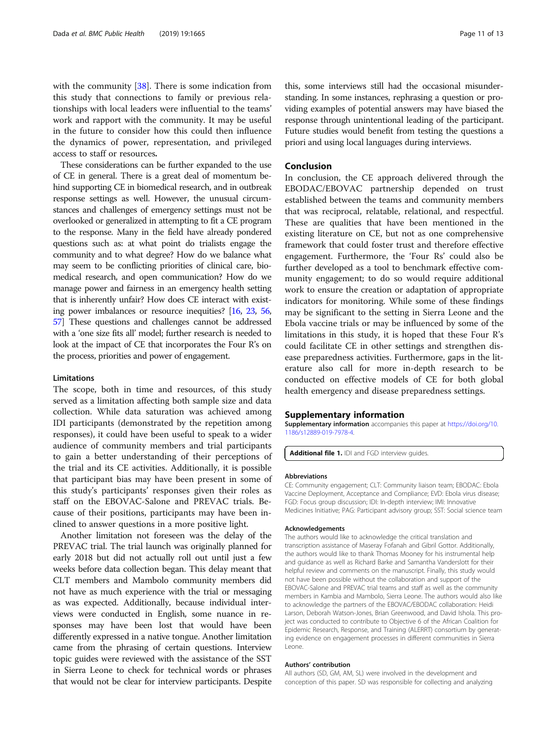with the community [38]. There is some indication from this study that connections to family or previous relationships with local leaders were influential to the teams' work and rapport with the community. It may be useful in the future to consider how this could then influence the dynamics of power, representation, and privileged access to staff or resources.

These considerations can be further expanded to the use of CE in general. There is a great deal of momentum behind supporting CE in biomedical research, and in outbreak response settings as well. However, the unusual circumstances and challenges of emergency settings must not be overlooked or generalized in attempting to fit a CE program to the response. Many in the field have already pondered questions such as: at what point do trialists engage the community and to what degree? How do we balance what may seem to be conflicting priorities of clinical care, biomedical research, and open communication? How do we manage power and fairness in an emergency health setting that is inherently unfair? How does CE interact with existing power imbalances or resource inequities? [16, 23, 56, 57] These questions and challenges cannot be addressed with a 'one size fits all' model; further research is needed to look at the impact of CE that incorporates the Four R's on the process, priorities and power of engagement.

### Limitations

The scope, both in time and resources, of this study served as a limitation affecting both sample size and data collection. While data saturation was achieved among IDI participants (demonstrated by the repetition among responses), it could have been useful to speak to a wider audience of community members and trial participants to gain a better understanding of their perceptions of the trial and its CE activities. Additionally, it is possible that participant bias may have been present in some of this study's participants' responses given their roles as staff on the EBOVAC-Salone and PREVAC trials. Because of their positions, participants may have been inclined to answer questions in a more positive light.

Another limitation not foreseen was the delay of the PREVAC trial. The trial launch was originally planned for early 2018 but did not actually roll out until just a few weeks before data collection began. This delay meant that CLT members and Mambolo community members did not have as much experience with the trial or messaging as was expected. Additionally, because individual interviews were conducted in English, some nuance in responses may have been lost that would have been differently expressed in a native tongue. Another limitation came from the phrasing of certain questions. Interview topic guides were reviewed with the assistance of the SST in Sierra Leone to check for technical words or phrases that would not be clear for interview participants. Despite this, some interviews still had the occasional misunderstanding. In some instances, rephrasing a question or providing examples of potential answers may have biased the response through unintentional leading of the participant. Future studies would benefit from testing the questions a priori and using local languages during interviews.

## Conclusion

In conclusion, the CE approach delivered through the EBODAC/EBOVAC partnership depended on trust established between the teams and community members that was reciprocal, relatable, relational, and respectful. These are qualities that have been mentioned in the existing literature on CE, but not as one comprehensive framework that could foster trust and therefore effective engagement. Furthermore, the 'Four Rs' could also be further developed as a tool to benchmark effective community engagement; to do so would require additional work to ensure the creation or adaptation of appropriate indicators for monitoring. While some of these findings may be significant to the setting in Sierra Leone and the Ebola vaccine trials or may be influenced by some of the limitations in this study, it is hoped that these Four R's could facilitate CE in other settings and strengthen disease preparedness activities. Furthermore, gaps in the literature also call for more in-depth research to be conducted on effective models of CE for both global health emergency and disease preparedness settings.

## Supplementary information

**Supplementary information** accompanies this paper at https://doi.org/10.1186/s12889-019-7978-4.

**Additional file 1.** IDI and FGD interview guides.

#### Abbreviations

CE: Community engagement; CLT: Community liaison team; EBODAC: Ebola Vaccine Deployment, Acceptance and Compliance; EVD: Ebola virus disease; FGD: Focus group discussion; IDI: In-depth interview; IMI: Innovative Medicines Initiative; PAG: Participant advisory group; SST: Social science team

#### Acknowledgements

The authors would like to acknowledge the critical translation and transcription assistance of Maseray Fofanah and Gibril Gottor. Additionally, the authors would like to thank Thomas Mooney for his instrumental help and guidance as well as Richard Barke and Samantha Vanderslott for their helpful review and comments on the manuscript. Finally, this study would not have been possible without the collaboration and support of the EBOVAC-Salone and PREVAC trial teams and staff as well as the community members in Kambia and Mambolo, Sierra Leone. The authors would also like to acknowledge the partners of the EBOVAC/EBODAC collaboration: Heidi Larson, Deborah Watson-Jones, Brian Greenwood, and David Ishola. This project was conducted to contribute to Objective 6 of the African Coalition for Epidemic Research, Response, and Training (ALERRT) consortium by generating evidence on engagement processes in different communities in Sierra Leone.

#### Authors' contribution

All authors (SD, GM, AM, SL) were involved in the development and conception of this paper. SD was responsible for collecting and analyzing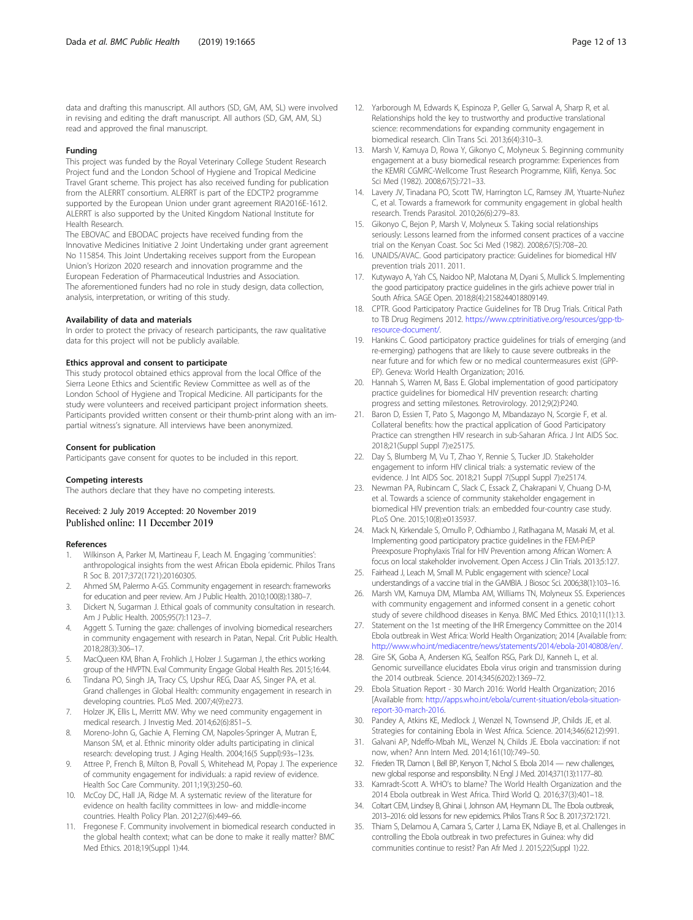data and drafting this manuscript. All authors (SD, GM, AM, SL) were involved in revising and editing the draft manuscript. All authors (SD, GM, AM, SL) read and approved the final manuscript.

### Funding

This project was funded by the Royal Veterinary College Student Research Project fund and the London School of Hygiene and Tropical Medicine Travel Grant scheme. This project has also received funding for publication from the ALERRT consortium. ALERRT is part of the EDCTP2 programme supported by the European Union under grant agreement RIA2016E-1612. ALERRT is also supported by the United Kingdom National Institute for Health Research.

The EBOVAC and EBODAC projects have received funding from the Innovative Medicines Initiative 2 Joint Undertaking under grant agreement No 115854. This Joint Undertaking receives support from the European Union's Horizon 2020 research and innovation programme and the European Federation of Pharmaceutical Industries and Association.

The aforementioned funders had no role in study design, data collection, analysis, interpretation, or writing of this study.

### Availability of data and materials

In order to protect the privacy of research participants, the raw qualitative data for this project will not be publicly available.

### Ethics approval and consent to participate

This study protocol obtained ethics approval from the local Office of the Sierra Leone Ethics and Scientific Review Committee as well as of the London School of Hygiene and Tropical Medicine. All participants for the study were volunteers and received participant project information sheets. Participants provided written consent or their thumb-print along with an impartial witness's signature. All interviews have been anonymized.

### Consent for publication

Participants gave consent for quotes to be included in this report.

### Competing interests

The authors declare that they have no competing interests.

Received: 2 July 2019 Accepted: 20 November 2019
Published online: 11 December 2019

### References

1. Wilkinson A, Parker M, Martineau F, Leach M. Engaging 'communities': anthropological insights from the west African Ebola epidemic. Philos Trans R Soc B. 2017;372(1721):20160305.
2. Ahmed SM, Palermo A-GS. Community engagement in research: frameworks for education and peer review. Am J Public Health. 2010;100(8):1380–7.
3. Dickert N, Sugarman J. Ethical goals of community consultation in research. Am J Public Health. 2005;95(7):1123–7.
4. Aggett S. Turning the gaze: challenges of involving biomedical researchers in community engagement with research in Patan, Nepal. Crit Public Health. 2018;28(3):306–17.
5. MacQueen KM, Bhan A, Frohlich J, Holzer J, Sugarman J, the ethics working group of the HIVPTN. Eval Community Engage Global Health Res. 2015;16:44.
6. Tindana PO, Singh JA, Tracy CS, Upshur REG, Daar AS, Singer PA, et al. Grand challenges in Global Health: community engagement in research in developing countries. PLoS Med. 2007;4(9):e273.
7. Holzer JK, Ellis L, Merritt MW. Why we need community engagement in medical research. J Investig Med. 2014;62(6):851–5.
8. Moreno-John G, Gachie A, Fleming CM, Napoles-Springer A, Mutran E, Manson SM, et al. Ethnic minority older adults participating in clinical research: developing trust. J Aging Health. 2004;16(5 Suppl):93s–123s.
9. Attree P, French B, Milton B, Povall S, Whitehead M, Popay J. The experience of community engagement for individuals: a rapid review of evidence. Health Soc Care Community. 2011;19(3):250–60.
10. McCoy DC, Hall JA, Ridge M. A systematic review of the literature for evidence on health facility committees in low- and middle-income countries. Health Policy Plan. 2012;27(6):449–66.
11. Fregonese F. Community involvement in biomedical research conducted in the global health context; what can be done to make it really matter? BMC Med Ethics. 2018;19(Suppl 1):44.
12. Yarborough M, Edwards K, Espinoza P, Geller G, Sarwal A, Sharp R, et al. Relationships hold the key to trustworthy and productive translational science: recommendations for expanding community engagement in biomedical research. Clin Trans Sci. 2013;6(4):310–3.
13. Marsh V, Kamuya D, Rowa Y, Gikonyo C, Molyneux S. Beginning community engagement at a busy biomedical research programme: Experiences from the KEMRI CGMRC-Wellcome Trust Research Programme, Kilifi, Kenya. Soc Sci Med (1982). 2008;67(5):721–33.
14. Lavery JV, Tinadana PO, Scott TW, Harrington LC, Ramsey JM, Ytuarte-Nuñez C, et al. Towards a framework for community engagement in global health research. Trends Parasitol. 2010;26(6):279–83.
15. Gikonyo C, Bejon P, Marsh V, Molyneux S. Taking social relationships seriously: Lessons learned from the informed consent practices of a vaccine trial on the Kenyan Coast. Soc Sci Med (1982). 2008;67(5):708–20.
16. UNAIDS/AVAC. Good participatory practice: Guidelines for biomedical HIV prevention trials 2011. 2011.
17. Kutywayo A, Yah CS, Naidoo NP, Malotana M, Dyani S, Mullick S. Implementing the good participatory practice guidelines in the girls achieve power trial in South Africa. SAGE Open. 2018;8(4):2158244018809149.
18. CPTR. Good Participatory Practice Guidelines for TB Drug Trials. Critical Path to TB Drug Regimens 2012. https://www.cptrinitiative.org/resources/gpp-tb-resource-document/.
19. Hankins C. Good participatory practice guidelines for trials of emerging (and re-emerging) pathogens that are likely to cause severe outbreaks in the near future and for which few or no medical countermeasures exist (GPP-EP). Geneva: World Health Organization; 2016.
20. Hannah S, Warren M, Bass E. Global implementation of good participatory practice guidelines for biomedical HIV prevention research: charting progress and setting milestones. Retrovirology. 2012;9(2):P240.
21. Baron D, Essien T, Pato S, Magongo M, Mbandazayo N, Scorgie F, et al. Collateral benefits: how the practical application of Good Participatory Practice can strengthen HIV research in sub-Saharan Africa. J Int AIDS Soc. 2018;21(Suppl Suppl 7):e25175.
22. Day S, Blumberg M, Vu T, Zhao Y, Rennie S, Tucker JD. Stakeholder engagement to inform HIV clinical trials: a systematic review of the evidence. J Int AIDS Soc. 2018;21 Suppl 7(Suppl Suppl 7):e25174.
23. Newman PA, Rubincam C, Slack C, Essack Z, Chakrapani V, Chuang D-M, et al. Towards a science of community stakeholder engagement in biomedical HIV prevention trials: an embedded four-country case study. PLoS One. 2015;10(8):e0135937.
24. Mack N, Kirkendale S, Omullo P, Odhiambo J, Ratlhagana M, Masaki M, et al. Implementing good participatory practice guidelines in the FEM-PrEP Preexposure Prophylaxis Trial for HIV Prevention among African Women: A focus on local stakeholder involvement. Open Access J Clin Trials. 2013;5:127.
25. Fairhead J, Leach M, Small M. Public engagement with science? Local understandings of a vaccine trial in the GAMBIA. J Biosoc Sci. 2006;38(1):103–16.
26. Marsh VM, Kamuya DM, Mlamba AM, Williams TN, Molyneux SS. Experiences with community engagement and informed consent in a genetic cohort study of severe childhood diseases in Kenya. BMC Med Ethics. 2010;11(1):13.
27. Statement on the 1st meeting of the IHR Emergency Committee on the 2014 Ebola outbreak in West Africa: World Health Organization; 2014 [Available from: http://www.who.int/mediacentre/news/statements/2014/ebola-20140808/en/.
28. Gire SK, Goba A, Andersen KG, Sealfon RSG, Park DJ, Kanneh L, et al. Genomic surveillance elucidates Ebola virus origin and transmission during the 2014 outbreak. Science. 2014;345(6202):1369–72.
29. Ebola Situation Report - 30 March 2016: World Health Organization; 2016 [Available from: http://apps.who.int/ebola/current-situation/ebola-situation-report-30-march-2016.
30. Pandey A, Atkins KE, Medlock J, Wenzel N, Townsend JP, Childs JE, et al. Strategies for containing Ebola in West Africa. Science. 2014;346(6212):991.
31. Galvani AP, Ndeffo-Mbah ML, Wenzel N, Childs JE. Ebola vaccination: if not now, when? Ann Intern Med. 2014;161(10):749–50.
32. Frieden TR, Damon I, Bell BP, Kenyon T, Nichol S. Ebola 2014 — new challenges, new global response and responsibility. N Engl J Med. 2014;371(13):1177–80.
33. Kamradt-Scott A. WHO's to blame? The World Health Organization and the 2014 Ebola outbreak in West Africa. Third World Q. 2016;37(3):401–18.
34. Coltart CEM, Lindsey B, Ghinai I, Johnson AM, Heymann DL. The Ebola outbreak, 2013–2016: old lessons for new epidemics. Philos Trans R Soc B. 2017;372:1721.
35. Thiam S, Delamou A, Camara S, Carter J, Lama EK, Ndiaye B, et al. Challenges in controlling the Ebola outbreak in two prefectures in Guinea: why did communities continue to resist? Pan Afr Med J. 2015;22(Suppl 1):22.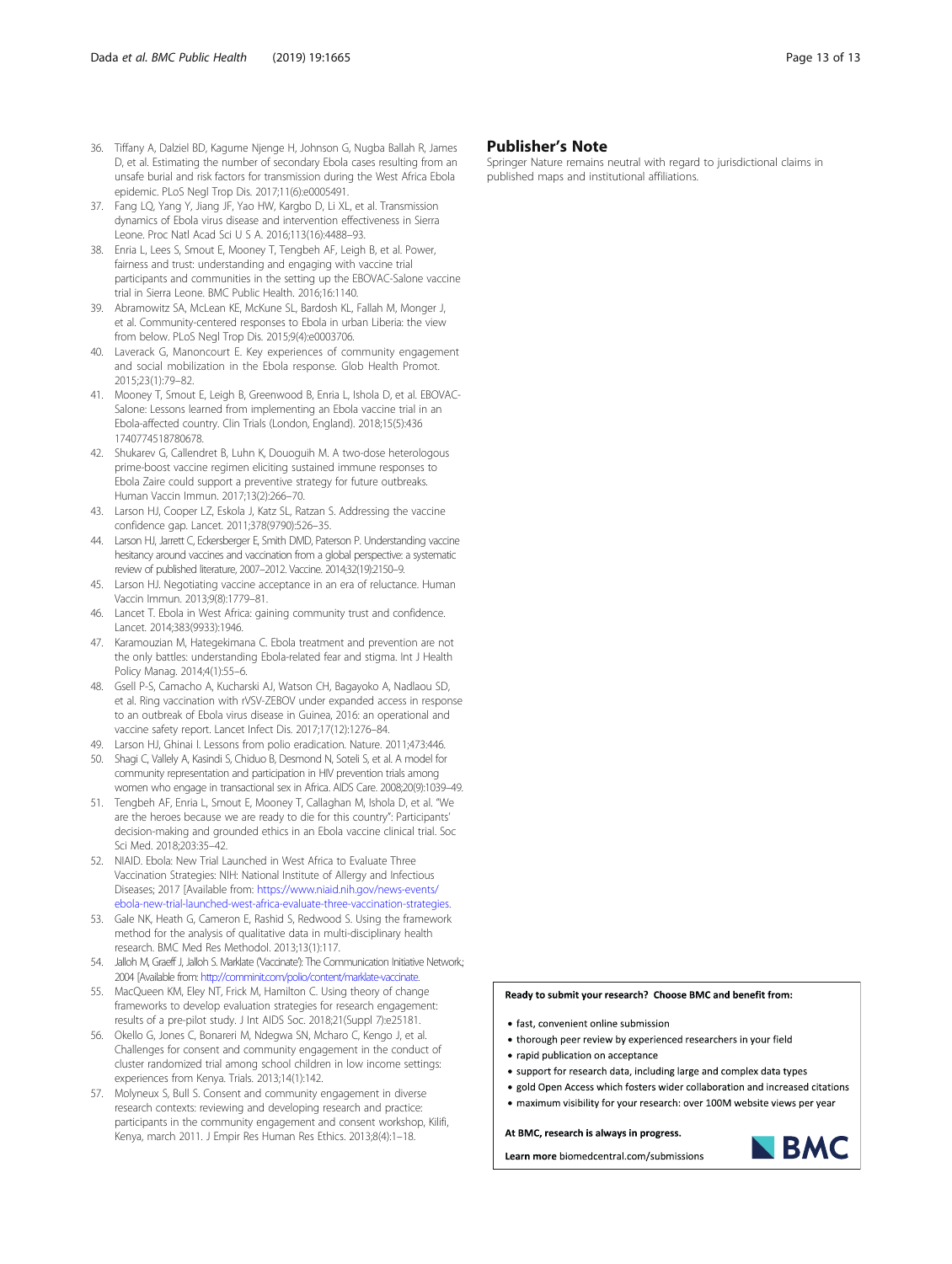36. Tiffany A, Dalziel BD, Kagume Njenge H, Johnson G, Nugba Ballah R, James D, et al. Estimating the number of secondary Ebola cases resulting from an unsafe burial and risk factors for transmission during the West Africa Ebola epidemic. PLoS Negl Trop Dis. 2017;11(6):e0005491.
37. Fang LQ, Yang Y, Jiang JF, Yao HW, Kargbo D, Li XL, et al. Transmission dynamics of Ebola virus disease and intervention effectiveness in Sierra Leone. Proc Natl Acad Sci U S A. 2016;113(16):4488–93.
38. Enria L, Lees S, Smout E, Mooney T, Tengbeh AF, Leigh B, et al. Power, fairness and trust: understanding and engaging with vaccine trial participants and communities in the setting up the EBOVAC-Salone vaccine trial in Sierra Leone. BMC Public Health. 2016;16:1140.
39. Abramowitz SA, McLean KE, McKune SL, Bardosh KL, Fallah M, Monger J, et al. Community-centered responses to Ebola in urban Liberia: the view from below. PLoS Negl Trop Dis. 2015;9(4):e0003706.
40. Laverack G, Manoncourt E. Key experiences of community engagement and social mobilization in the Ebola response. Glob Health Promot. 2015;23(1):79–82.
41. Mooney T, Smout E, Leigh B, Greenwood B, Enria L, Ishola D, et al. EBOVAC-Salone: Lessons learned from implementing an Ebola vaccine trial in an Ebola-affected country. Clin Trials (London, England). 2018;15(5):436 1740774518780678.
42. Shukarev G, Callendret B, Luhn K, Douoguih M. A two-dose heterologous prime-boost vaccine regimen eliciting sustained immune responses to Ebola Zaire could support a preventive strategy for future outbreaks. Human Vaccin Immun. 2017;13(2):266–70.
43. Larson HJ, Cooper LZ, Eskola J, Katz SL, Ratzan S. Addressing the vaccine confidence gap. Lancet. 2011;378(9790):526–35.
44. Larson HJ, Jarrett C, Eckersberger E, Smith DMD, Paterson P. Understanding vaccine hesitancy around vaccines and vaccination from a global perspective: a systematic review of published literature, 2007–2012. Vaccine. 2014;32(19):2150–9.
45. Larson HJ. Negotiating vaccine acceptance in an era of reluctance. Human Vaccin Immun. 2013;9(8):1779–81.
46. Lancet T. Ebola in West Africa: gaining community trust and confidence. Lancet. 2014;383(9933):1946.
47. Karamouzian M, Hategekimana C. Ebola treatment and prevention are not the only battles: understanding Ebola-related fear and stigma. Int J Health Policy Manag. 2014;4(1):55–6.
48. Gsell P-S, Camacho A, Kucharski AJ, Watson CH, Bagayoko A, Nadlaou SD, et al. Ring vaccination with rVSV-ZEBOV under expanded access in response to an outbreak of Ebola virus disease in Guinea, 2016: an operational and vaccine safety report. Lancet Infect Dis. 2017;17(12):1276–84.
49. Larson HJ, Ghinai I. Lessons from polio eradication. Nature. 2011;473:446.
50. Shagi C, Vallely A, Kasindi S, Chiduo B, Desmond N, Soteli S, et al. A model for community representation and participation in HIV prevention trials among women who engage in transactional sex in Africa. AIDS Care. 2008;20(9):1039–49.
51. Tengbeh AF, Enria L, Smout E, Mooney T, Callaghan M, Ishola D, et al. "We are the heroes because we are ready to die for this country": Participants' decision-making and grounded ethics in an Ebola vaccine clinical trial. Soc Sci Med. 2018;203:35–42.
52. NIAID. Ebola: New Trial Launched in West Africa to Evaluate Three Vaccination Strategies: NIH: National Institute of Allergy and Infectious Diseases; 2017 [Available from: https://www.niaid.nih.gov/news-events/ebola-new-trial-launched-west-africa-evaluate-three-vaccination-strategies.
53. Gale NK, Heath G, Cameron E, Rashid S, Redwood S. Using the framework method for the analysis of qualitative data in multi-disciplinary health research. BMC Med Res Methodol. 2013;13(1):117.
54. Jalloh M, Graeff J, Jalloh S. Marklate ('Vaccinate'): The Communication Initiative Network; 2004 [Available from: http://comminit.com/polio/content/marklate-vaccinate.
55. MacQueen KM, Eley NT, Frick M, Hamilton C. Using theory of change frameworks to develop evaluation strategies for research engagement: results of a pre-pilot study. J Int AIDS Soc. 2018;21(Suppl 7):e25181.
56. Okello G, Jones C, Bonareri M, Ndegwa SN, Mcharo C, Kengo J, et al. Challenges for consent and community engagement in the conduct of cluster randomized trial among school children in low income settings: experiences from Kenya. Trials. 2013;14(1):142.
57. Molyneux S, Bull S. Consent and community engagement in diverse research contexts: reviewing and developing research and practice: participants in the community engagement and consent workshop, Kilifi, Kenya, march 2011. J Empir Res Human Res Ethics. 2013;8(4):1–18.

## Publisher's Note

Springer Nature remains neutral with regard to jurisdictional claims in published maps and institutional affiliations.

**Ready to submit your research? Choose BMC and benefit from:**

- fast, convenient online submission
- thorough peer review by experienced researchers in your field
- rapid publication on acceptance
- support for research data, including large and complex data types
- gold Open Access which fosters wider collaboration and increased citations
- maximum visibility for your research: over 100M website views per year

**At BMC, research is always in progress.**

**Learn more** biomedcentral.com/submissions

BMC